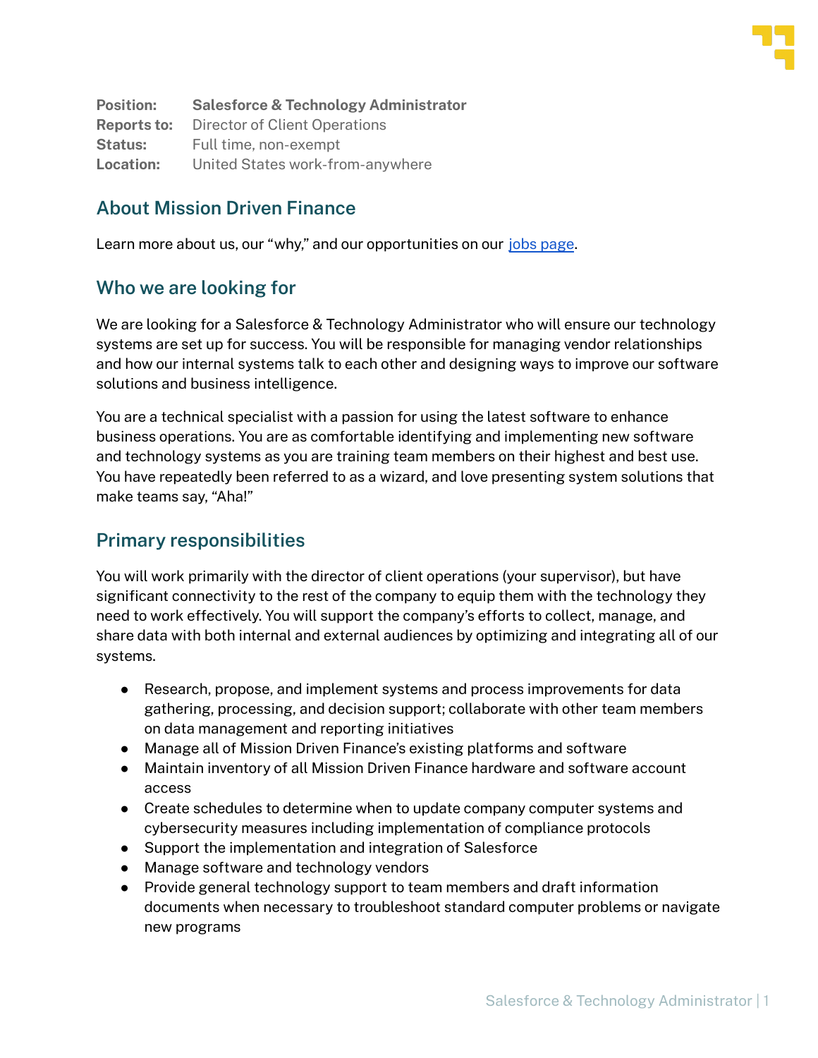**Position:** **Salesforce & Technology Administrator**
**Reports to:** Director of Client Operations
**Status:** Full time, non-exempt
**Location:** United States work-from-anywhere

## About Mission Driven Finance

Learn more about us, our "why," and our opportunities on our jobs page.

## Who we are looking for

We are looking for a Salesforce & Technology Administrator who will ensure our technology systems are set up for success. You will be responsible for managing vendor relationships and how our internal systems talk to each other and designing ways to improve our software solutions and business intelligence.

You are a technical specialist with a passion for using the latest software to enhance business operations. You are as comfortable identifying and implementing new software and technology systems as you are training team members on their highest and best use. You have repeatedly been referred to as a wizard, and love presenting system solutions that make teams say, "Aha!"

## Primary responsibilities

You will work primarily with the director of client operations (your supervisor), but have significant connectivity to the rest of the company to equip them with the technology they need to work effectively. You will support the company's efforts to collect, manage, and share data with both internal and external audiences by optimizing and integrating all of our systems.

- Research, propose, and implement systems and process improvements for data gathering, processing, and decision support; collaborate with other team members on data management and reporting initiatives
- Manage all of Mission Driven Finance's existing platforms and software
- Maintain inventory of all Mission Driven Finance hardware and software account access
- Create schedules to determine when to update company computer systems and cybersecurity measures including implementation of compliance protocols
- Support the implementation and integration of Salesforce
- Manage software and technology vendors
- Provide general technology support to team members and draft information documents when necessary to troubleshoot standard computer problems or navigate new programs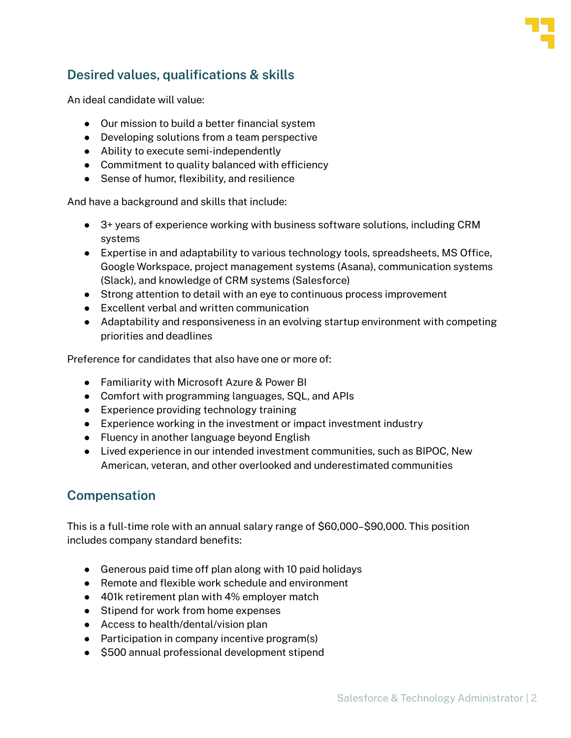## Desired values, qualifications & skills

An ideal candidate will value:

- Our mission to build a better financial system
- Developing solutions from a team perspective
- Ability to execute semi-independently
- Commitment to quality balanced with efficiency
- Sense of humor, flexibility, and resilience

And have a background and skills that include:

- 3+ years of experience working with business software solutions, including CRM systems
- Expertise in and adaptability to various technology tools, spreadsheets, MS Office, Google Workspace, project management systems (Asana), communication systems (Slack), and knowledge of CRM systems (Salesforce)
- Strong attention to detail with an eye to continuous process improvement
- Excellent verbal and written communication
- Adaptability and responsiveness in an evolving startup environment with competing priorities and deadlines

Preference for candidates that also have one or more of:

- Familiarity with Microsoft Azure & Power BI
- Comfort with programming languages, SQL, and APIs
- Experience providing technology training
- Experience working in the investment or impact investment industry
- Fluency in another language beyond English
- Lived experience in our intended investment communities, such as BIPOC, New American, veteran, and other overlooked and underestimated communities

## Compensation

This is a full-time role with an annual salary range of $60,000–$90,000. This position includes company standard benefits:

- Generous paid time off plan along with 10 paid holidays
- Remote and flexible work schedule and environment
- 401k retirement plan with 4% employer match
- Stipend for work from home expenses
- Access to health/dental/vision plan
- Participation in company incentive program(s)
- $500 annual professional development stipend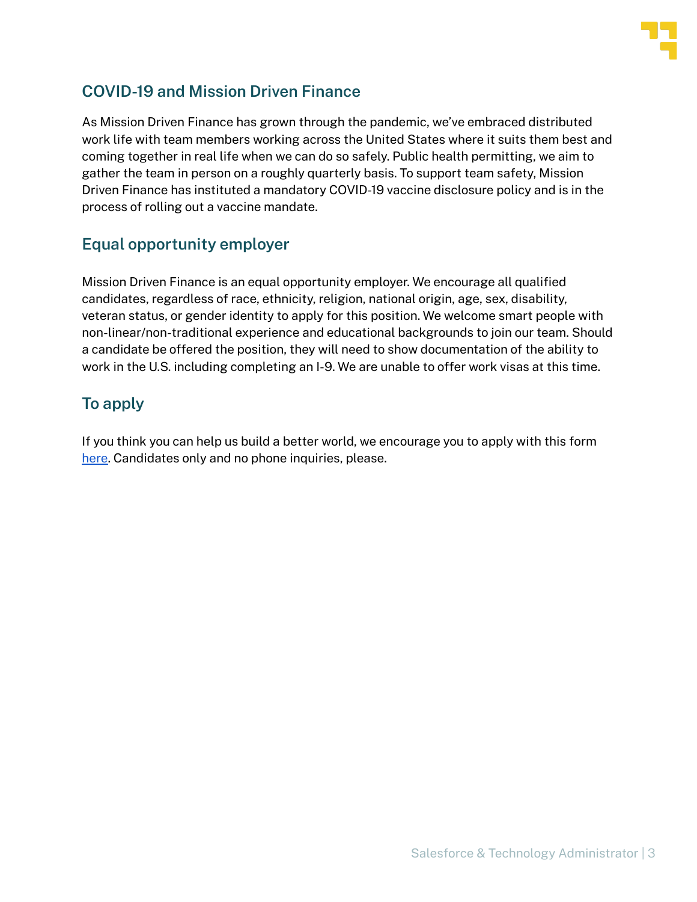## COVID-19 and Mission Driven Finance

As Mission Driven Finance has grown through the pandemic, we've embraced distributed work life with team members working across the United States where it suits them best and coming together in real life when we can do so safely. Public health permitting, we aim to gather the team in person on a roughly quarterly basis. To support team safety, Mission Driven Finance has instituted a mandatory COVID-19 vaccine disclosure policy and is in the process of rolling out a vaccine mandate.

## Equal opportunity employer

Mission Driven Finance is an equal opportunity employer. We encourage all qualified candidates, regardless of race, ethnicity, religion, national origin, age, sex, disability, veteran status, or gender identity to apply for this position. We welcome smart people with non-linear/non-traditional experience and educational backgrounds to join our team. Should a candidate be offered the position, they will need to show documentation of the ability to work in the U.S. including completing an I-9. We are unable to offer work visas at this time.

## To apply

If you think you can help us build a better world, we encourage you to apply with this form here. Candidates only and no phone inquiries, please.